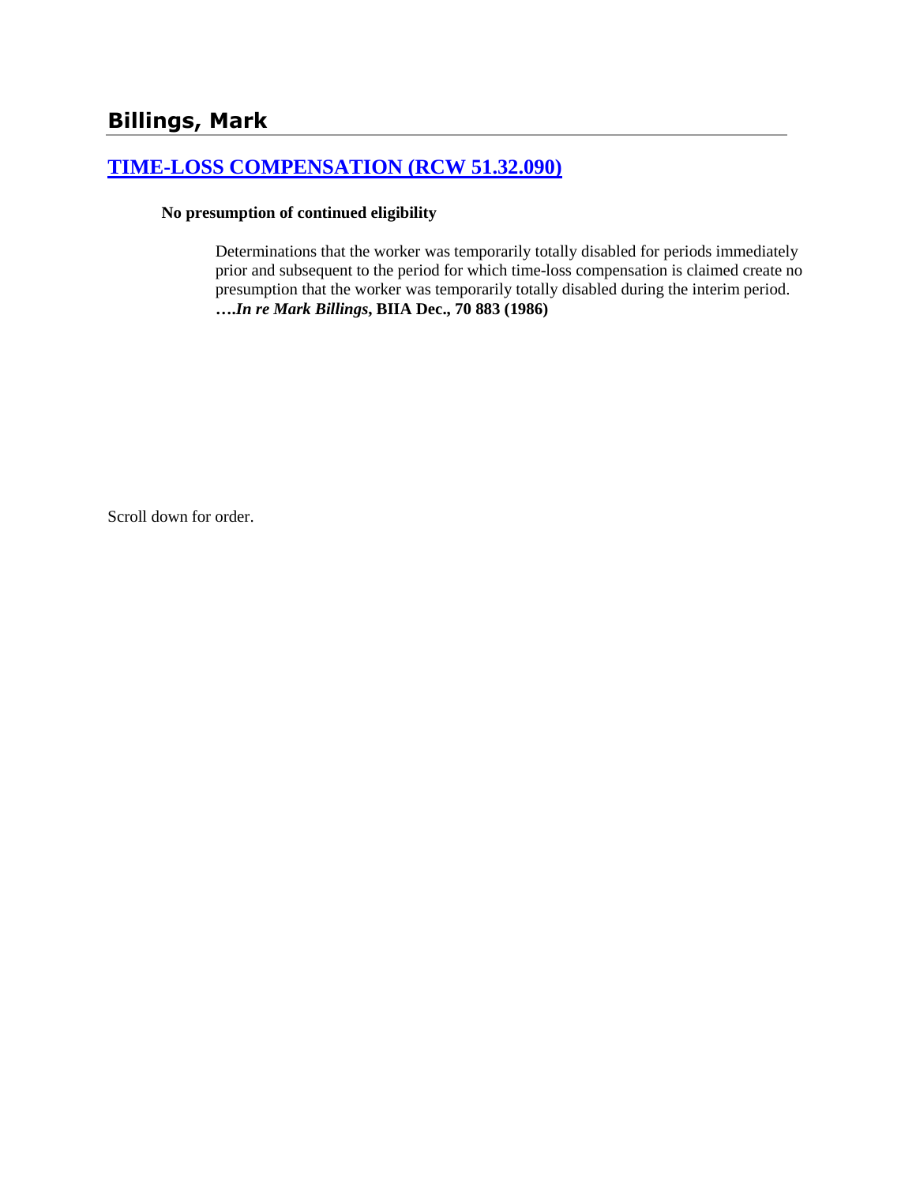# Billings, Mark

## [TIME-LOSS COMPENSATION (RCW 51.32.090)]

**No presumption of continued eligibility**

Determinations that the worker was temporarily totally disabled for periods immediately prior and subsequent to the period for which time-loss compensation is claimed create no presumption that the worker was temporarily totally disabled during the interim period. **….*In re Mark Billings*, BIIA Dec., 70 883 (1986)**

Scroll down for order.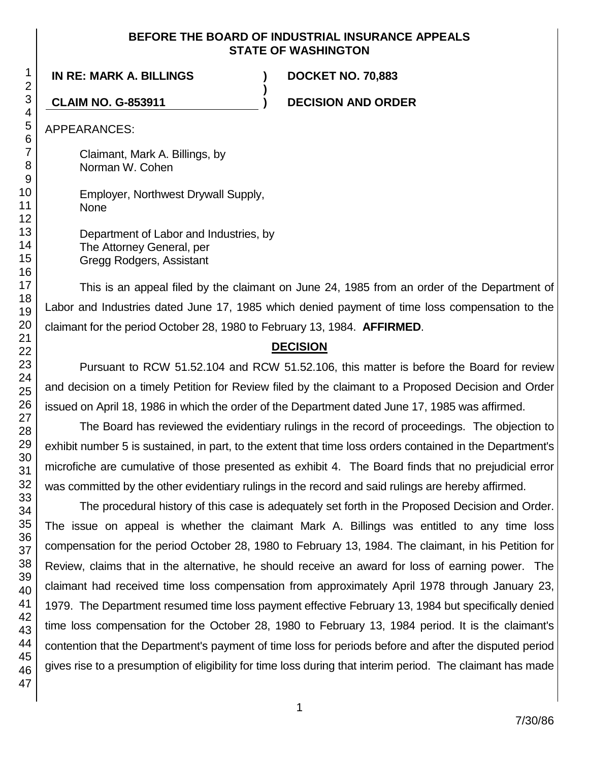**BEFORE THE BOARD OF INDUSTRIAL INSURANCE APPEALS**
**STATE OF WASHINGTON**

**IN RE: MARK A. BILLINGS** ) **DOCKET NO. 70,883**
)
**CLAIM NO. G-853911** ) **DECISION AND ORDER**

APPEARANCES:

Claimant, Mark A. Billings, by
Norman W. Cohen

Employer, Northwest Drywall Supply,
None

Department of Labor and Industries, by
The Attorney General, per
Gregg Rodgers, Assistant

This is an appeal filed by the claimant on June 24, 1985 from an order of the Department of Labor and Industries dated June 17, 1985 which denied payment of time loss compensation to the claimant for the period October 28, 1980 to February 13, 1984. **AFFIRMED**.

## DECISION

Pursuant to RCW 51.52.104 and RCW 51.52.106, this matter is before the Board for review and decision on a timely Petition for Review filed by the claimant to a Proposed Decision and Order issued on April 18, 1986 in which the order of the Department dated June 17, 1985 was affirmed.

The Board has reviewed the evidentiary rulings in the record of proceedings. The objection to exhibit number 5 is sustained, in part, to the extent that time loss orders contained in the Department's microfiche are cumulative of those presented as exhibit 4. The Board finds that no prejudicial error was committed by the other evidentiary rulings in the record and said rulings are hereby affirmed.

The procedural history of this case is adequately set forth in the Proposed Decision and Order. The issue on appeal is whether the claimant Mark A. Billings was entitled to any time loss compensation for the period October 28, 1980 to February 13, 1984. The claimant, in his Petition for Review, claims that in the alternative, he should receive an award for loss of earning power. The claimant had received time loss compensation from approximately April 1978 through January 23, 1979. The Department resumed time loss payment effective February 13, 1984 but specifically denied time loss compensation for the October 28, 1980 to February 13, 1984 period. It is the claimant's contention that the Department's payment of time loss for periods before and after the disputed period gives rise to a presumption of eligibility for time loss during that interim period. The claimant has made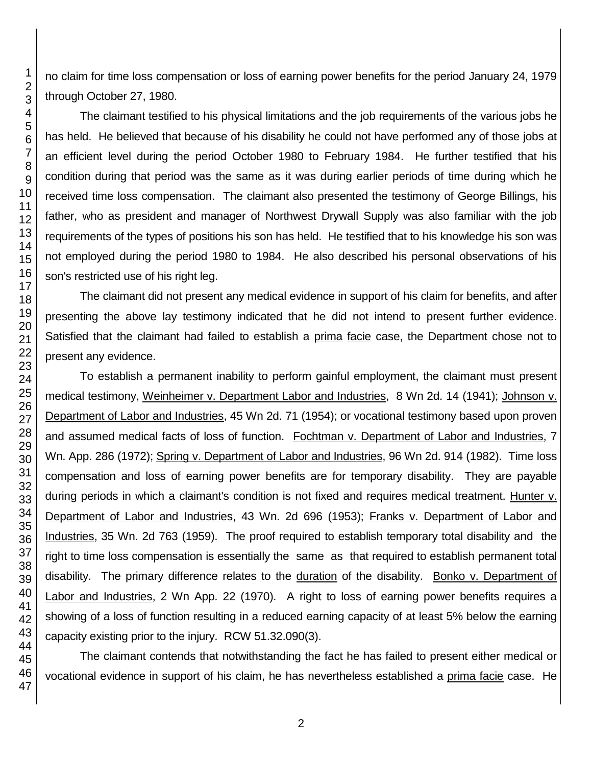no claim for time loss compensation or loss of earning power benefits for the period January 24, 1979 through October 27, 1980.

The claimant testified to his physical limitations and the job requirements of the various jobs he has held. He believed that because of his disability he could not have performed any of those jobs at an efficient level during the period October 1980 to February 1984. He further testified that his condition during that period was the same as it was during earlier periods of time during which he received time loss compensation. The claimant also presented the testimony of George Billings, his father, who as president and manager of Northwest Drywall Supply was also familiar with the job requirements of the types of positions his son has held. He testified that to his knowledge his son was not employed during the period 1980 to 1984. He also described his personal observations of his son's restricted use of his right leg.

The claimant did not present any medical evidence in support of his claim for benefits, and after presenting the above lay testimony indicated that he did not intend to present further evidence. Satisfied that the claimant had failed to establish a prima facie case, the Department chose not to present any evidence.

To establish a permanent inability to perform gainful employment, the claimant must present medical testimony, Weinheimer v. Department Labor and Industries, 8 Wn 2d. 14 (1941); Johnson v. Department of Labor and Industries, 45 Wn 2d. 71 (1954); or vocational testimony based upon proven and assumed medical facts of loss of function. Fochtman v. Department of Labor and Industries, 7 Wn. App. 286 (1972); Spring v. Department of Labor and Industries, 96 Wn 2d. 914 (1982). Time loss compensation and loss of earning power benefits are for temporary disability. They are payable during periods in which a claimant's condition is not fixed and requires medical treatment. Hunter v. Department of Labor and Industries, 43 Wn. 2d 696 (1953); Franks v. Department of Labor and Industries, 35 Wn. 2d 763 (1959). The proof required to establish temporary total disability and the right to time loss compensation is essentially the same as that required to establish permanent total disability. The primary difference relates to the duration of the disability. Bonko v. Department of Labor and Industries, 2 Wn App. 22 (1970). A right to loss of earning power benefits requires a showing of a loss of function resulting in a reduced earning capacity of at least 5% below the earning capacity existing prior to the injury. RCW 51.32.090(3).

The claimant contends that notwithstanding the fact he has failed to present either medical or vocational evidence in support of his claim, he has nevertheless established a prima facie case. He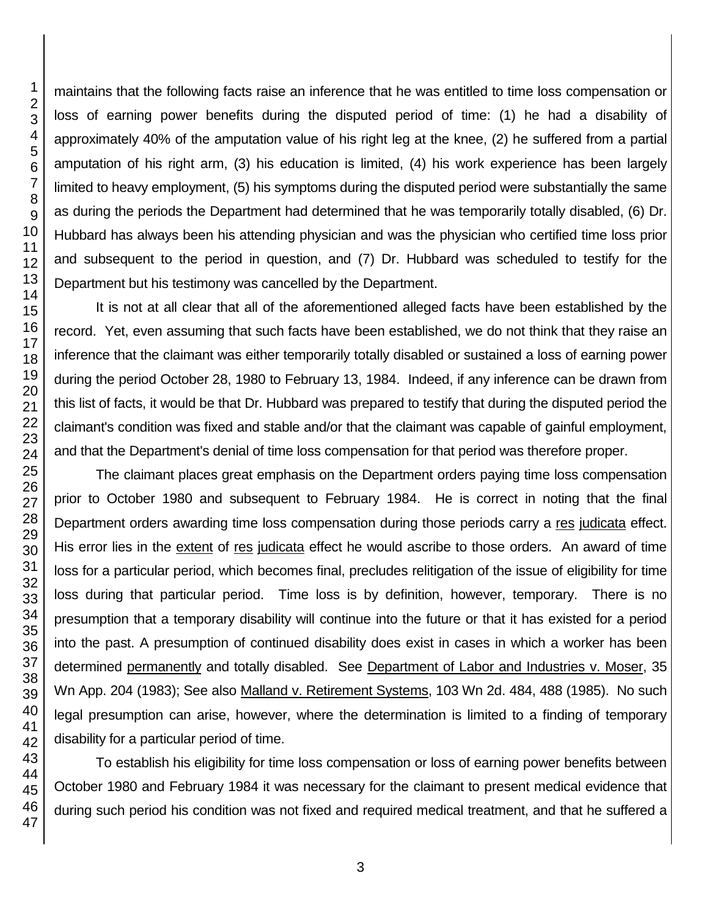maintains that the following facts raise an inference that he was entitled to time loss compensation or loss of earning power benefits during the disputed period of time: (1) he had a disability of approximately 40% of the amputation value of his right leg at the knee, (2) he suffered from a partial amputation of his right arm, (3) his education is limited, (4) his work experience has been largely limited to heavy employment, (5) his symptoms during the disputed period were substantially the same as during the periods the Department had determined that he was temporarily totally disabled, (6) Dr. Hubbard has always been his attending physician and was the physician who certified time loss prior and subsequent to the period in question, and (7) Dr. Hubbard was scheduled to testify for the Department but his testimony was cancelled by the Department.

It is not at all clear that all of the aforementioned alleged facts have been established by the record. Yet, even assuming that such facts have been established, we do not think that they raise an inference that the claimant was either temporarily totally disabled or sustained a loss of earning power during the period October 28, 1980 to February 13, 1984. Indeed, if any inference can be drawn from this list of facts, it would be that Dr. Hubbard was prepared to testify that during the disputed period the claimant's condition was fixed and stable and/or that the claimant was capable of gainful employment, and that the Department's denial of time loss compensation for that period was therefore proper.

The claimant places great emphasis on the Department orders paying time loss compensation prior to October 1980 and subsequent to February 1984. He is correct in noting that the final Department orders awarding time loss compensation during those periods carry a res judicata effect. His error lies in the extent of res judicata effect he would ascribe to those orders. An award of time loss for a particular period, which becomes final, precludes relitigation of the issue of eligibility for time loss during that particular period. Time loss is by definition, however, temporary. There is no presumption that a temporary disability will continue into the future or that it has existed for a period into the past. A presumption of continued disability does exist in cases in which a worker has been determined permanently and totally disabled. See Department of Labor and Industries v. Moser, 35 Wn App. 204 (1983); See also Malland v. Retirement Systems, 103 Wn 2d. 484, 488 (1985). No such legal presumption can arise, however, where the determination is limited to a finding of temporary disability for a particular period of time.

To establish his eligibility for time loss compensation or loss of earning power benefits between October 1980 and February 1984 it was necessary for the claimant to present medical evidence that during such period his condition was not fixed and required medical treatment, and that he suffered a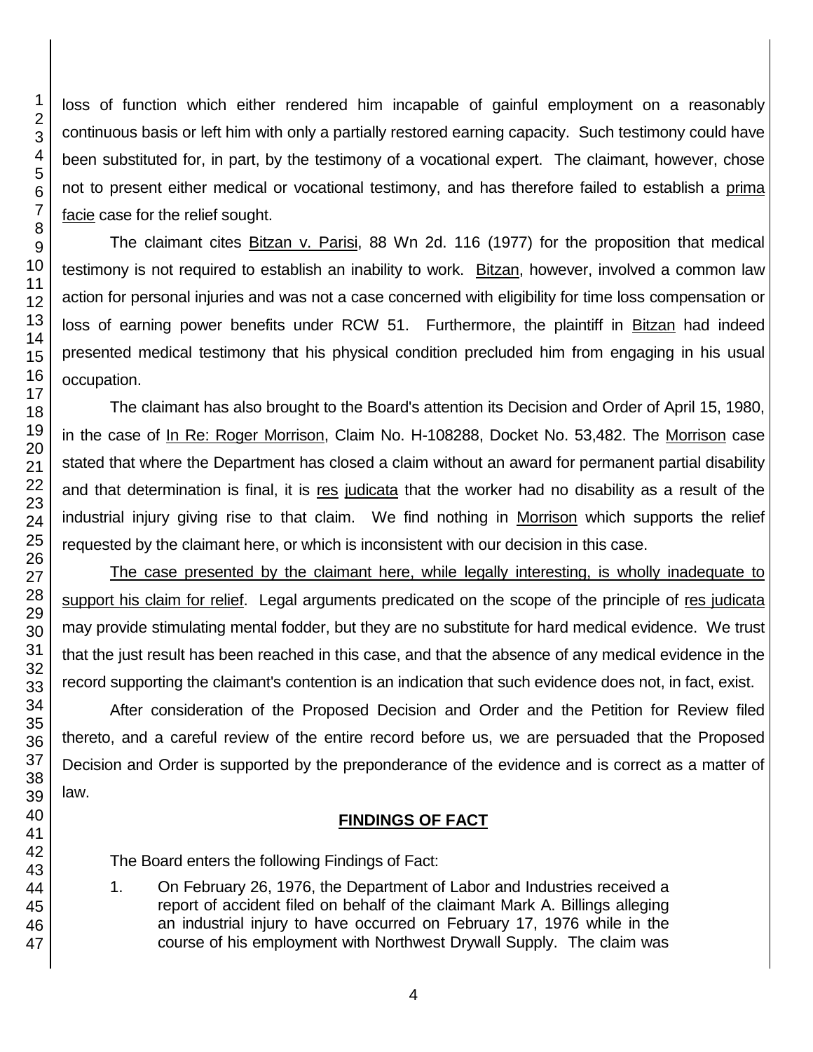loss of function which either rendered him incapable of gainful employment on a reasonably continuous basis or left him with only a partially restored earning capacity. Such testimony could have been substituted for, in part, by the testimony of a vocational expert. The claimant, however, chose not to present either medical or vocational testimony, and has therefore failed to establish a prima facie case for the relief sought.

The claimant cites Bitzan v. Parisi, 88 Wn 2d. 116 (1977) for the proposition that medical testimony is not required to establish an inability to work. Bitzan, however, involved a common law action for personal injuries and was not a case concerned with eligibility for time loss compensation or loss of earning power benefits under RCW 51. Furthermore, the plaintiff in Bitzan had indeed presented medical testimony that his physical condition precluded him from engaging in his usual occupation.

The claimant has also brought to the Board's attention its Decision and Order of April 15, 1980, in the case of In Re: Roger Morrison, Claim No. H-108288, Docket No. 53,482. The Morrison case stated that where the Department has closed a claim without an award for permanent partial disability and that determination is final, it is res judicata that the worker had no disability as a result of the industrial injury giving rise to that claim. We find nothing in Morrison which supports the relief requested by the claimant here, or which is inconsistent with our decision in this case.

The case presented by the claimant here, while legally interesting, is wholly inadequate to support his claim for relief. Legal arguments predicated on the scope of the principle of res judicata may provide stimulating mental fodder, but they are no substitute for hard medical evidence. We trust that the just result has been reached in this case, and that the absence of any medical evidence in the record supporting the claimant's contention is an indication that such evidence does not, in fact, exist.

After consideration of the Proposed Decision and Order and the Petition for Review filed thereto, and a careful review of the entire record before us, we are persuaded that the Proposed Decision and Order is supported by the preponderance of the evidence and is correct as a matter of law.

## FINDINGS OF FACT

The Board enters the following Findings of Fact:

1. On February 26, 1976, the Department of Labor and Industries received a report of accident filed on behalf of the claimant Mark A. Billings alleging an industrial injury to have occurred on February 17, 1976 while in the course of his employment with Northwest Drywall Supply. The claim was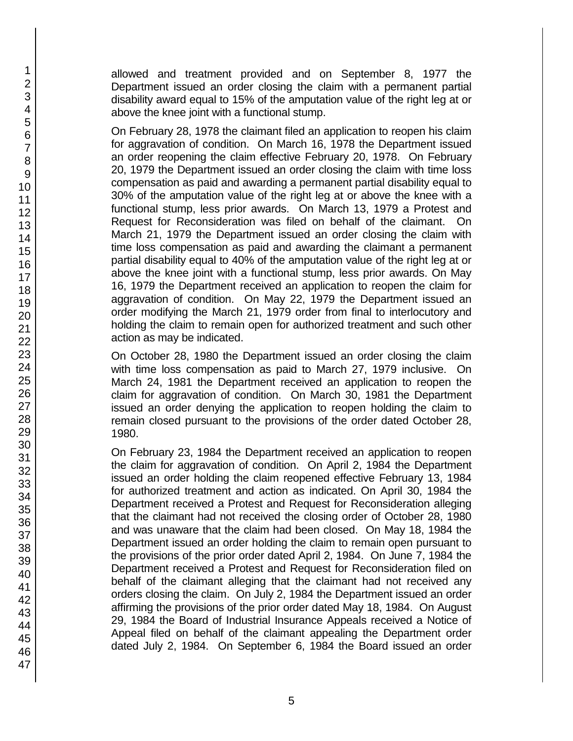allowed and treatment provided and on September 8, 1977 the Department issued an order closing the claim with a permanent partial disability award equal to 15% of the amputation value of the right leg at or above the knee joint with a functional stump.

On February 28, 1978 the claimant filed an application to reopen his claim for aggravation of condition. On March 16, 1978 the Department issued an order reopening the claim effective February 20, 1978. On February 20, 1979 the Department issued an order closing the claim with time loss compensation as paid and awarding a permanent partial disability equal to 30% of the amputation value of the right leg at or above the knee with a functional stump, less prior awards. On March 13, 1979 a Protest and Request for Reconsideration was filed on behalf of the claimant. On March 21, 1979 the Department issued an order closing the claim with time loss compensation as paid and awarding the claimant a permanent partial disability equal to 40% of the amputation value of the right leg at or above the knee joint with a functional stump, less prior awards. On May 16, 1979 the Department received an application to reopen the claim for aggravation of condition. On May 22, 1979 the Department issued an order modifying the March 21, 1979 order from final to interlocutory and holding the claim to remain open for authorized treatment and such other action as may be indicated.

On October 28, 1980 the Department issued an order closing the claim with time loss compensation as paid to March 27, 1979 inclusive. On March 24, 1981 the Department received an application to reopen the claim for aggravation of condition. On March 30, 1981 the Department issued an order denying the application to reopen holding the claim to remain closed pursuant to the provisions of the order dated October 28, 1980.

On February 23, 1984 the Department received an application to reopen the claim for aggravation of condition. On April 2, 1984 the Department issued an order holding the claim reopened effective February 13, 1984 for authorized treatment and action as indicated. On April 30, 1984 the Department received a Protest and Request for Reconsideration alleging that the claimant had not received the closing order of October 28, 1980 and was unaware that the claim had been closed. On May 18, 1984 the Department issued an order holding the claim to remain open pursuant to the provisions of the prior order dated April 2, 1984. On June 7, 1984 the Department received a Protest and Request for Reconsideration filed on behalf of the claimant alleging that the claimant had not received any orders closing the claim. On July 2, 1984 the Department issued an order affirming the provisions of the prior order dated May 18, 1984. On August 29, 1984 the Board of Industrial Insurance Appeals received a Notice of Appeal filed on behalf of the claimant appealing the Department order dated July 2, 1984. On September 6, 1984 the Board issued an order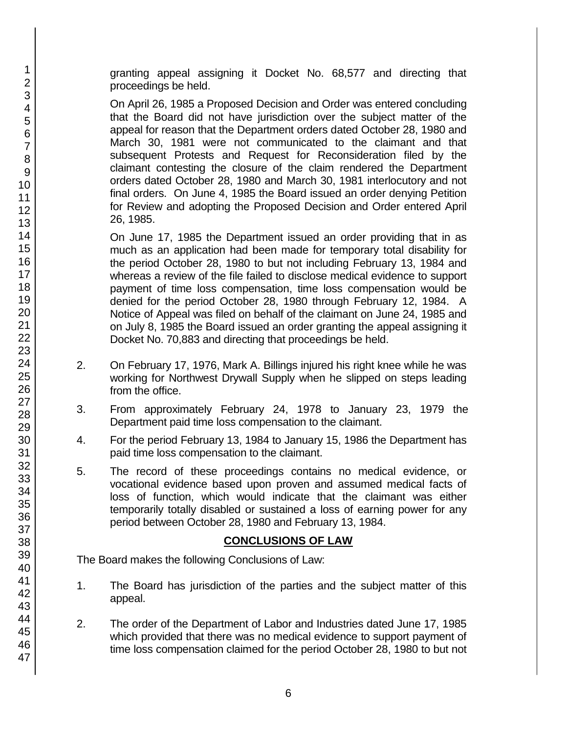granting appeal assigning it Docket No. 68,577 and directing that proceedings be held.

On April 26, 1985 a Proposed Decision and Order was entered concluding that the Board did not have jurisdiction over the subject matter of the appeal for reason that the Department orders dated October 28, 1980 and March 30, 1981 were not communicated to the claimant and that subsequent Protests and Request for Reconsideration filed by the claimant contesting the closure of the claim rendered the Department orders dated October 28, 1980 and March 30, 1981 interlocutory and not final orders. On June 4, 1985 the Board issued an order denying Petition for Review and adopting the Proposed Decision and Order entered April 26, 1985.

On June 17, 1985 the Department issued an order providing that in as much as an application had been made for temporary total disability for the period October 28, 1980 to but not including February 13, 1984 and whereas a review of the file failed to disclose medical evidence to support payment of time loss compensation, time loss compensation would be denied for the period October 28, 1980 through February 12, 1984. A Notice of Appeal was filed on behalf of the claimant on June 24, 1985 and on July 8, 1985 the Board issued an order granting the appeal assigning it Docket No. 70,883 and directing that proceedings be held.

2. On February 17, 1976, Mark A. Billings injured his right knee while he was working for Northwest Drywall Supply when he slipped on steps leading from the office.

3. From approximately February 24, 1978 to January 23, 1979 the Department paid time loss compensation to the claimant.

4. For the period February 13, 1984 to January 15, 1986 the Department has paid time loss compensation to the claimant.

5. The record of these proceedings contains no medical evidence, or vocational evidence based upon proven and assumed medical facts of loss of function, which would indicate that the claimant was either temporarily totally disabled or sustained a loss of earning power for any period between October 28, 1980 and February 13, 1984.

## CONCLUSIONS OF LAW

The Board makes the following Conclusions of Law:

1. The Board has jurisdiction of the parties and the subject matter of this appeal.

2. The order of the Department of Labor and Industries dated June 17, 1985 which provided that there was no medical evidence to support payment of time loss compensation claimed for the period October 28, 1980 to but not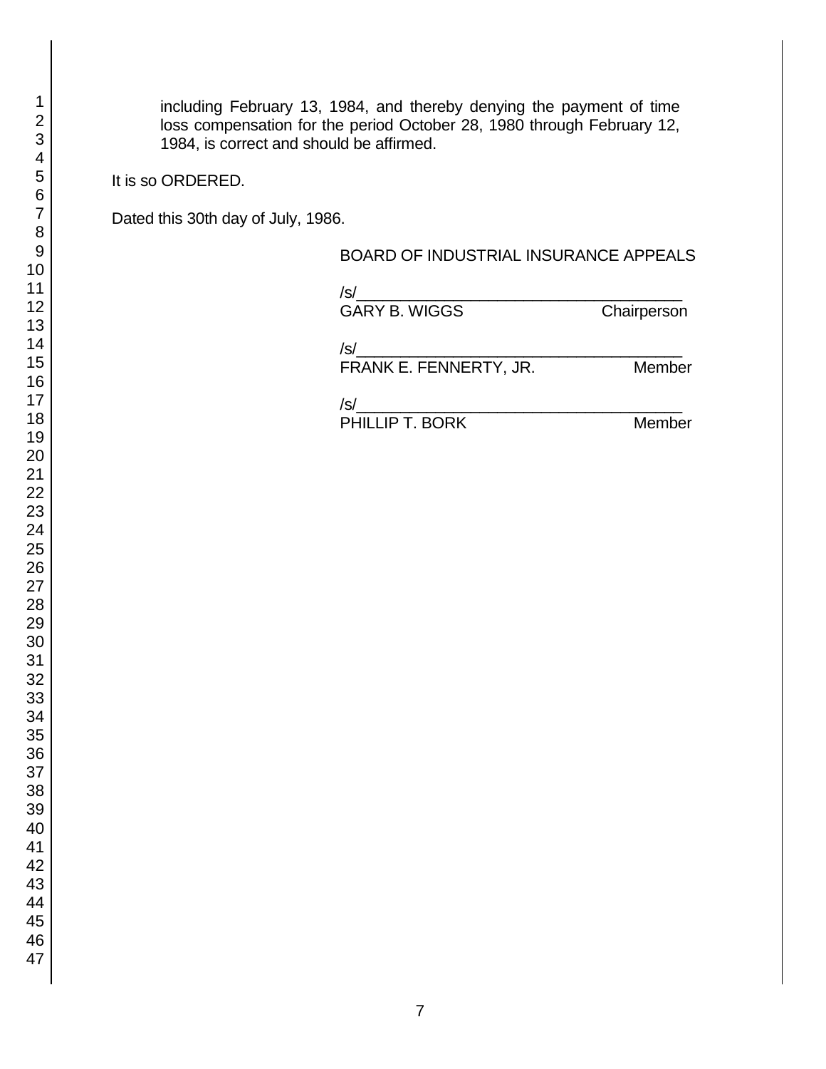including February 13, 1984, and thereby denying the payment of time loss compensation for the period October 28, 1980 through February 12, 1984, is correct and should be affirmed.

It is so ORDERED.

Dated this 30th day of July, 1986.

BOARD OF INDUSTRIAL INSURANCE APPEALS

/s/______________________________________
GARY B. WIGGS Chairperson

/s/______________________________________
FRANK E. FENNERTY, JR. Member

/s/______________________________________
PHILLIP T. BORK Member